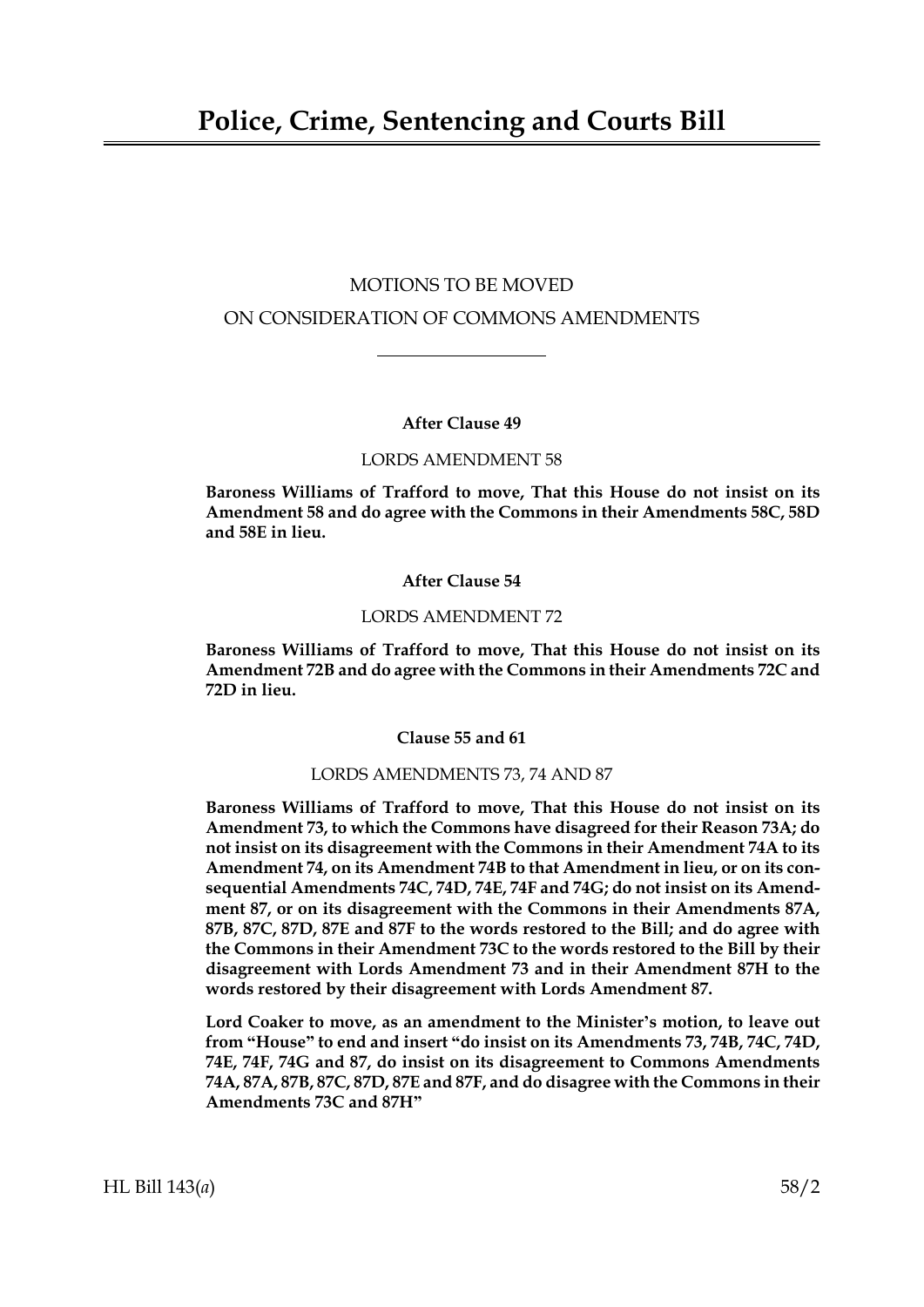# Police, Crime, Sentencing and Courts Bill

MOTIONS TO BE MOVED

ON CONSIDERATION OF COMMONS AMENDMENTS

---

**After Clause 49**

LORDS AMENDMENT 58

**Baroness Williams of Trafford to move, That this House do not insist on its Amendment 58 and do agree with the Commons in their Amendments 58C, 58D and 58E in lieu.**

**After Clause 54**

LORDS AMENDMENT 72

**Baroness Williams of Trafford to move, That this House do not insist on its Amendment 72B and do agree with the Commons in their Amendments 72C and 72D in lieu.**

**Clause 55 and 61**

LORDS AMENDMENTS 73, 74 AND 87

**Baroness Williams of Trafford to move, That this House do not insist on its Amendment 73, to which the Commons have disagreed for their Reason 73A; do not insist on its disagreement with the Commons in their Amendment 74A to its Amendment 74, on its Amendment 74B to that Amendment in lieu, or on its consequential Amendments 74C, 74D, 74E, 74F and 74G; do not insist on its Amendment 87, or on its disagreement with the Commons in their Amendments 87A, 87B, 87C, 87D, 87E and 87F to the words restored to the Bill; and do agree with the Commons in their Amendment 73C to the words restored to the Bill by their disagreement with Lords Amendment 73 and in their Amendment 87H to the words restored by their disagreement with Lords Amendment 87.**

**Lord Coaker to move, as an amendment to the Minister's motion, to leave out from "House" to end and insert "do insist on its Amendments 73, 74B, 74C, 74D, 74E, 74F, 74G and 87, do insist on its disagreement to Commons Amendments 74A, 87A, 87B, 87C, 87D, 87E and 87F, and do disagree with the Commons in their Amendments 73C and 87H"**

HL Bill 143(*a*) 58/2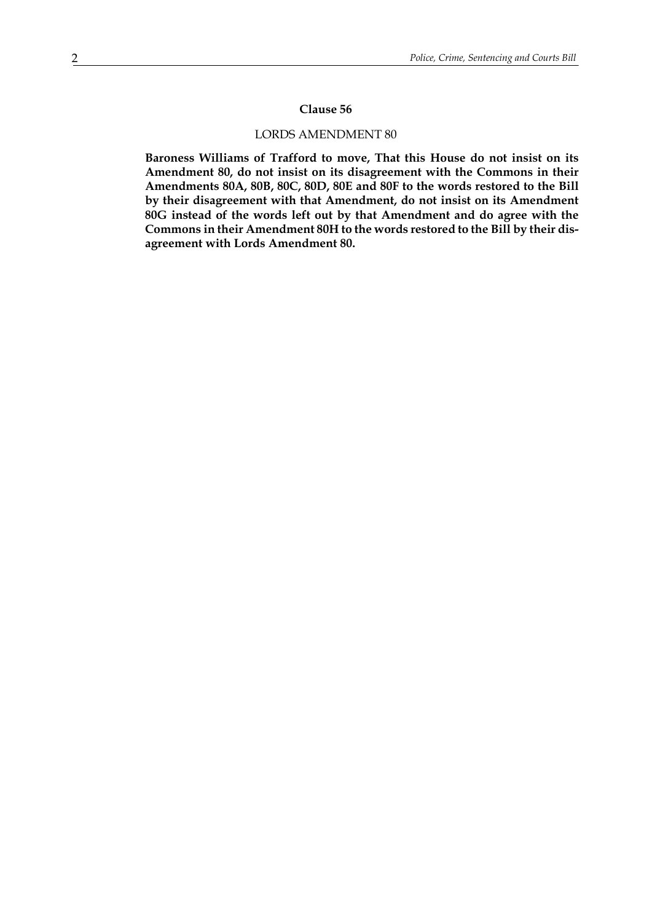### Clause 56

LORDS AMENDMENT 80

**Baroness Williams of Trafford to move, That this House do not insist on its Amendment 80, do not insist on its disagreement with the Commons in their Amendments 80A, 80B, 80C, 80D, 80E and 80F to the words restored to the Bill by their disagreement with that Amendment, do not insist on its Amendment 80G instead of the words left out by that Amendment and do agree with the Commons in their Amendment 80H to the words restored to the Bill by their disagreement with Lords Amendment 80.**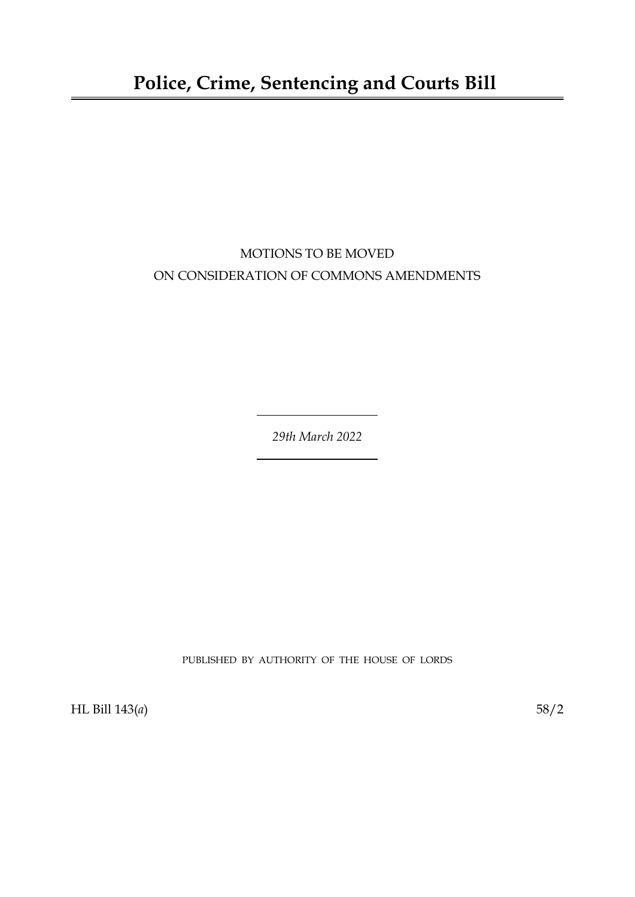# Police, Crime, Sentencing and Courts Bill

MOTIONS TO BE MOVED
ON CONSIDERATION OF COMMONS AMENDMENTS

*29th March 2022*

PUBLISHED BY AUTHORITY OF THE HOUSE OF LORDS

HL Bill 143(*a*) 58/2